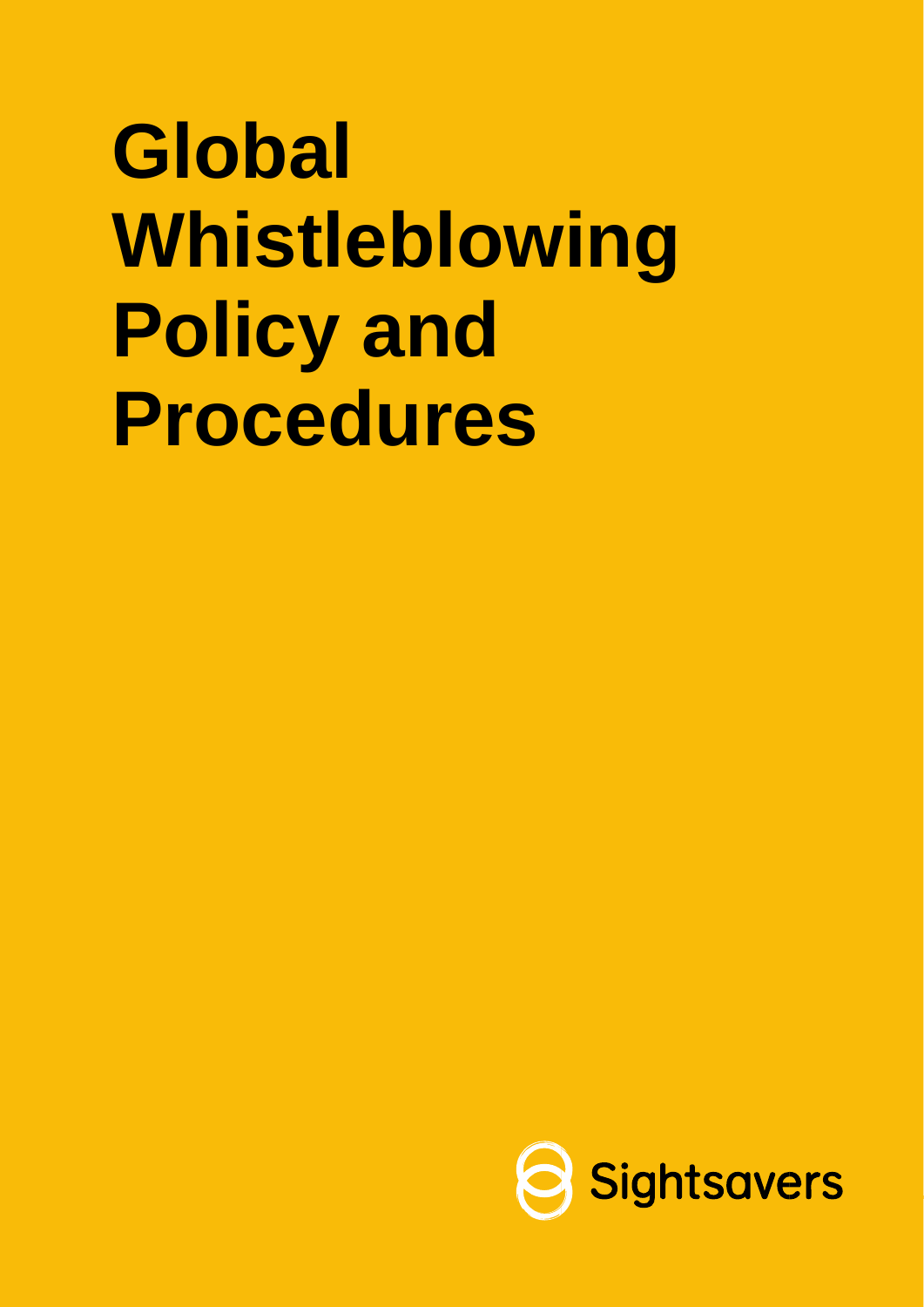# Global Whistleblowing Policy and Procedures

Sightsavers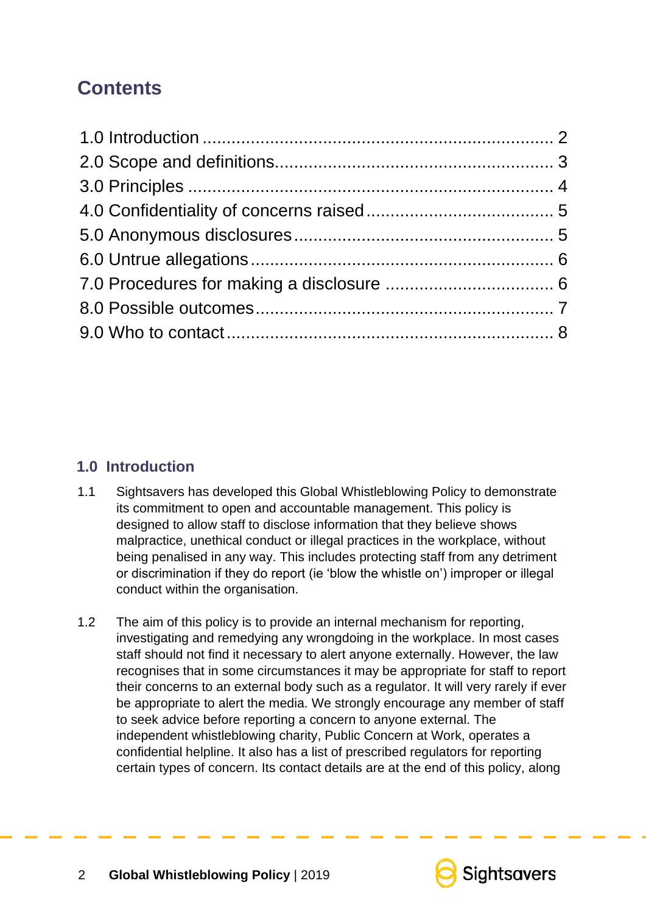## Contents

1.0 Introduction ........................................................................ 2
2.0 Scope and definitions......................................................... 3
3.0 Principles ........................................................................... 4
4.0 Confidentiality of concerns raised....................................... 5
5.0 Anonymous disclosures...................................................... 5
6.0 Untrue allegations.............................................................. 6
7.0 Procedures for making a disclosure ................................... 6
8.0 Possible outcomes............................................................. 7
9.0 Who to contact................................................................... 8

### 1.0 Introduction

1.1 Sightsavers has developed this Global Whistleblowing Policy to demonstrate its commitment to open and accountable management. This policy is designed to allow staff to disclose information that they believe shows malpractice, unethical conduct or illegal practices in the workplace, without being penalised in any way. This includes protecting staff from any detriment or discrimination if they do report (ie 'blow the whistle on') improper or illegal conduct within the organisation.

1.2 The aim of this policy is to provide an internal mechanism for reporting, investigating and remedying any wrongdoing in the workplace. In most cases staff should not find it necessary to alert anyone externally. However, the law recognises that in some circumstances it may be appropriate for staff to report their concerns to an external body such as a regulator. It will very rarely if ever be appropriate to alert the media. We strongly encourage any member of staff to seek advice before reporting a concern to anyone external. The independent whistleblowing charity, Public Concern at Work, operates a confidential helpline. It also has a list of prescribed regulators for reporting certain types of concern. Its contact details are at the end of this policy, along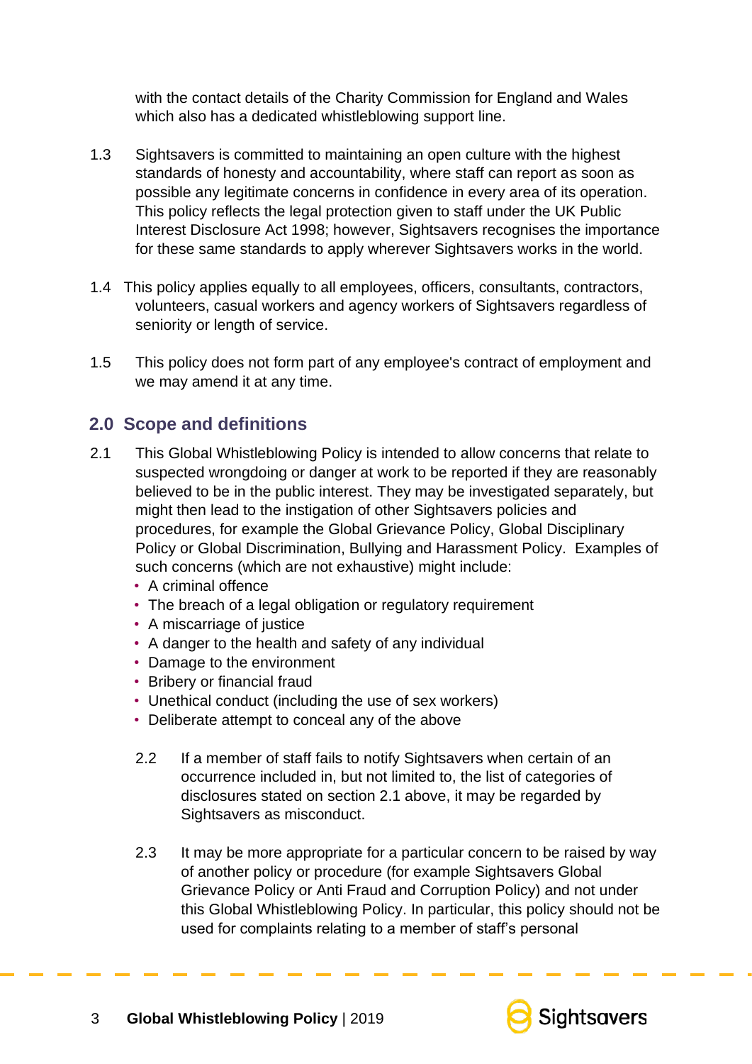with the contact details of the Charity Commission for England and Wales which also has a dedicated whistleblowing support line.

1.3 Sightsavers is committed to maintaining an open culture with the highest standards of honesty and accountability, where staff can report as soon as possible any legitimate concerns in confidence in every area of its operation. This policy reflects the legal protection given to staff under the UK Public Interest Disclosure Act 1998; however, Sightsavers recognises the importance for these same standards to apply wherever Sightsavers works in the world.

1.4 This policy applies equally to all employees, officers, consultants, contractors, volunteers, casual workers and agency workers of Sightsavers regardless of seniority or length of service.

1.5 This policy does not form part of any employee's contract of employment and we may amend it at any time.

## 2.0 Scope and definitions

2.1 This Global Whistleblowing Policy is intended to allow concerns that relate to suspected wrongdoing or danger at work to be reported if they are reasonably believed to be in the public interest. They may be investigated separately, but might then lead to the instigation of other Sightsavers policies and procedures, for example the Global Grievance Policy, Global Disciplinary Policy or Global Discrimination, Bullying and Harassment Policy. Examples of such concerns (which are not exhaustive) might include:

- A criminal offence
- The breach of a legal obligation or regulatory requirement
- A miscarriage of justice
- A danger to the health and safety of any individual
- Damage to the environment
- Bribery or financial fraud
- Unethical conduct (including the use of sex workers)
- Deliberate attempt to conceal any of the above

2.2 If a member of staff fails to notify Sightsavers when certain of an occurrence included in, but not limited to, the list of categories of disclosures stated on section 2.1 above, it may be regarded by Sightsavers as misconduct.

2.3 It may be more appropriate for a particular concern to be raised by way of another policy or procedure (for example Sightsavers Global Grievance Policy or Anti Fraud and Corruption Policy) and not under this Global Whistleblowing Policy. In particular, this policy should not be used for complaints relating to a member of staff's personal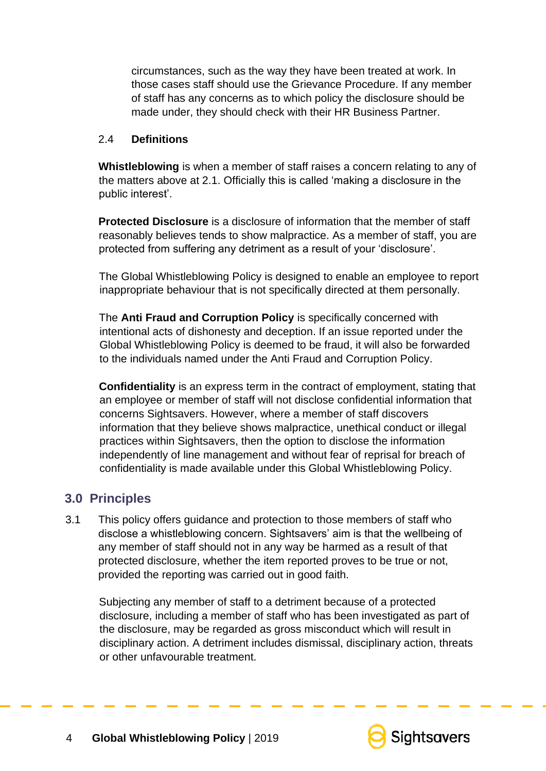circumstances, such as the way they have been treated at work. In those cases staff should use the Grievance Procedure. If any member of staff has any concerns as to which policy the disclosure should be made under, they should check with their HR Business Partner.

2.4 **Definitions**

**Whistleblowing** is when a member of staff raises a concern relating to any of the matters above at 2.1. Officially this is called 'making a disclosure in the public interest'.

**Protected Disclosure** is a disclosure of information that the member of staff reasonably believes tends to show malpractice. As a member of staff, you are protected from suffering any detriment as a result of your 'disclosure'.

The Global Whistleblowing Policy is designed to enable an employee to report inappropriate behaviour that is not specifically directed at them personally.

The **Anti Fraud and Corruption Policy** is specifically concerned with intentional acts of dishonesty and deception. If an issue reported under the Global Whistleblowing Policy is deemed to be fraud, it will also be forwarded to the individuals named under the Anti Fraud and Corruption Policy.

**Confidentiality** is an express term in the contract of employment, stating that an employee or member of staff will not disclose confidential information that concerns Sightsavers. However, where a member of staff discovers information that they believe shows malpractice, unethical conduct or illegal practices within Sightsavers, then the option to disclose the information independently of line management and without fear of reprisal for breach of confidentiality is made available under this Global Whistleblowing Policy.

## 3.0 Principles

3.1 This policy offers guidance and protection to those members of staff who disclose a whistleblowing concern. Sightsavers' aim is that the wellbeing of any member of staff should not in any way be harmed as a result of that protected disclosure, whether the item reported proves to be true or not, provided the reporting was carried out in good faith.

Subjecting any member of staff to a detriment because of a protected disclosure, including a member of staff who has been investigated as part of the disclosure, may be regarded as gross misconduct which will result in disciplinary action. A detriment includes dismissal, disciplinary action, threats or other unfavourable treatment.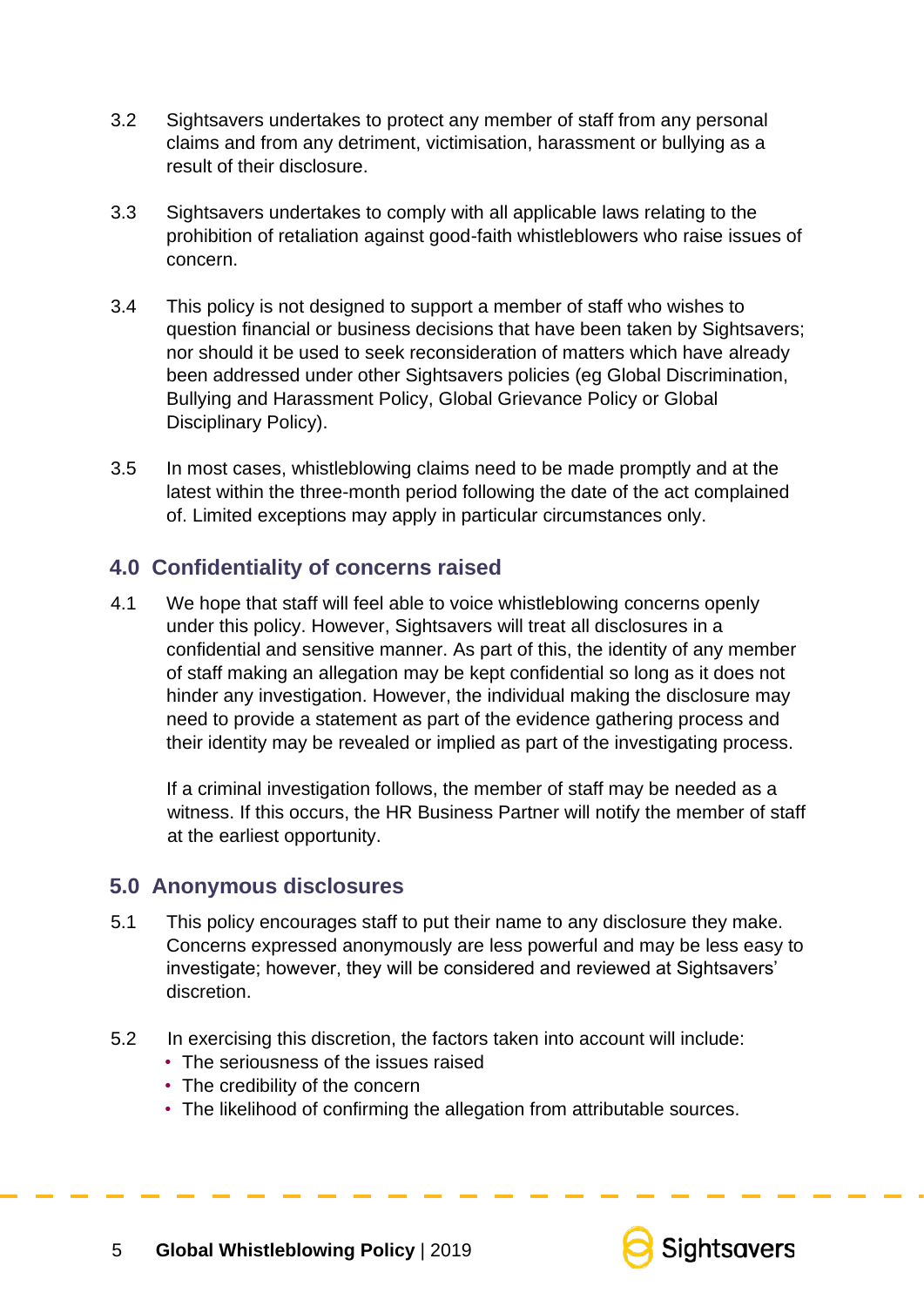3.2 Sightsavers undertakes to protect any member of staff from any personal claims and from any detriment, victimisation, harassment or bullying as a result of their disclosure.

3.3 Sightsavers undertakes to comply with all applicable laws relating to the prohibition of retaliation against good-faith whistleblowers who raise issues of concern.

3.4 This policy is not designed to support a member of staff who wishes to question financial or business decisions that have been taken by Sightsavers; nor should it be used to seek reconsideration of matters which have already been addressed under other Sightsavers policies (eg Global Discrimination, Bullying and Harassment Policy, Global Grievance Policy or Global Disciplinary Policy).

3.5 In most cases, whistleblowing claims need to be made promptly and at the latest within the three-month period following the date of the act complained of. Limited exceptions may apply in particular circumstances only.

## 4.0 Confidentiality of concerns raised

4.1 We hope that staff will feel able to voice whistleblowing concerns openly under this policy. However, Sightsavers will treat all disclosures in a confidential and sensitive manner. As part of this, the identity of any member of staff making an allegation may be kept confidential so long as it does not hinder any investigation. However, the individual making the disclosure may need to provide a statement as part of the evidence gathering process and their identity may be revealed or implied as part of the investigating process.

If a criminal investigation follows, the member of staff may be needed as a witness. If this occurs, the HR Business Partner will notify the member of staff at the earliest opportunity.

## 5.0 Anonymous disclosures

5.1 This policy encourages staff to put their name to any disclosure they make. Concerns expressed anonymously are less powerful and may be less easy to investigate; however, they will be considered and reviewed at Sightsavers' discretion.

5.2 In exercising this discretion, the factors taken into account will include:

- The seriousness of the issues raised
- The credibility of the concern
- The likelihood of confirming the allegation from attributable sources.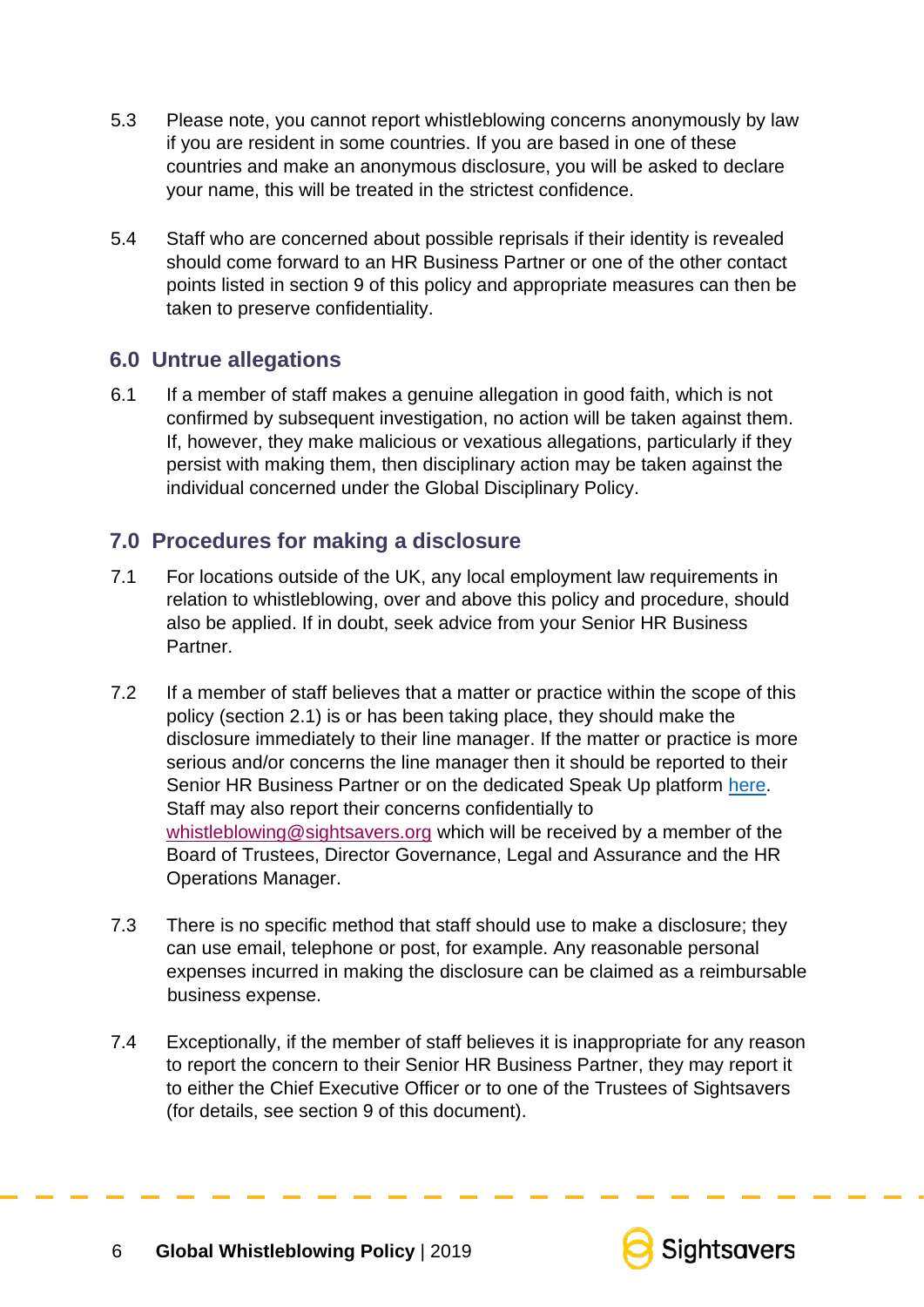5.3 Please note, you cannot report whistleblowing concerns anonymously by law if you are resident in some countries. If you are based in one of these countries and make an anonymous disclosure, you will be asked to declare your name, this will be treated in the strictest confidence.

5.4 Staff who are concerned about possible reprisals if their identity is revealed should come forward to an HR Business Partner or one of the other contact points listed in section 9 of this policy and appropriate measures can then be taken to preserve confidentiality.

## 6.0 Untrue allegations

6.1 If a member of staff makes a genuine allegation in good faith, which is not confirmed by subsequent investigation, no action will be taken against them. If, however, they make malicious or vexatious allegations, particularly if they persist with making them, then disciplinary action may be taken against the individual concerned under the Global Disciplinary Policy.

## 7.0 Procedures for making a disclosure

7.1 For locations outside of the UK, any local employment law requirements in relation to whistleblowing, over and above this policy and procedure, should also be applied. If in doubt, seek advice from your Senior HR Business Partner.

7.2 If a member of staff believes that a matter or practice within the scope of this policy (section 2.1) is or has been taking place, they should make the disclosure immediately to their line manager. If the matter or practice is more serious and/or concerns the line manager then it should be reported to their Senior HR Business Partner or on the dedicated Speak Up platform here. Staff may also report their concerns confidentially to whistleblowing@sightsavers.org which will be received by a member of the Board of Trustees, Director Governance, Legal and Assurance and the HR Operations Manager.

7.3 There is no specific method that staff should use to make a disclosure; they can use email, telephone or post, for example. Any reasonable personal expenses incurred in making the disclosure can be claimed as a reimbursable business expense.

7.4 Exceptionally, if the member of staff believes it is inappropriate for any reason to report the concern to their Senior HR Business Partner, they may report it to either the Chief Executive Officer or to one of the Trustees of Sightsavers (for details, see section 9 of this document).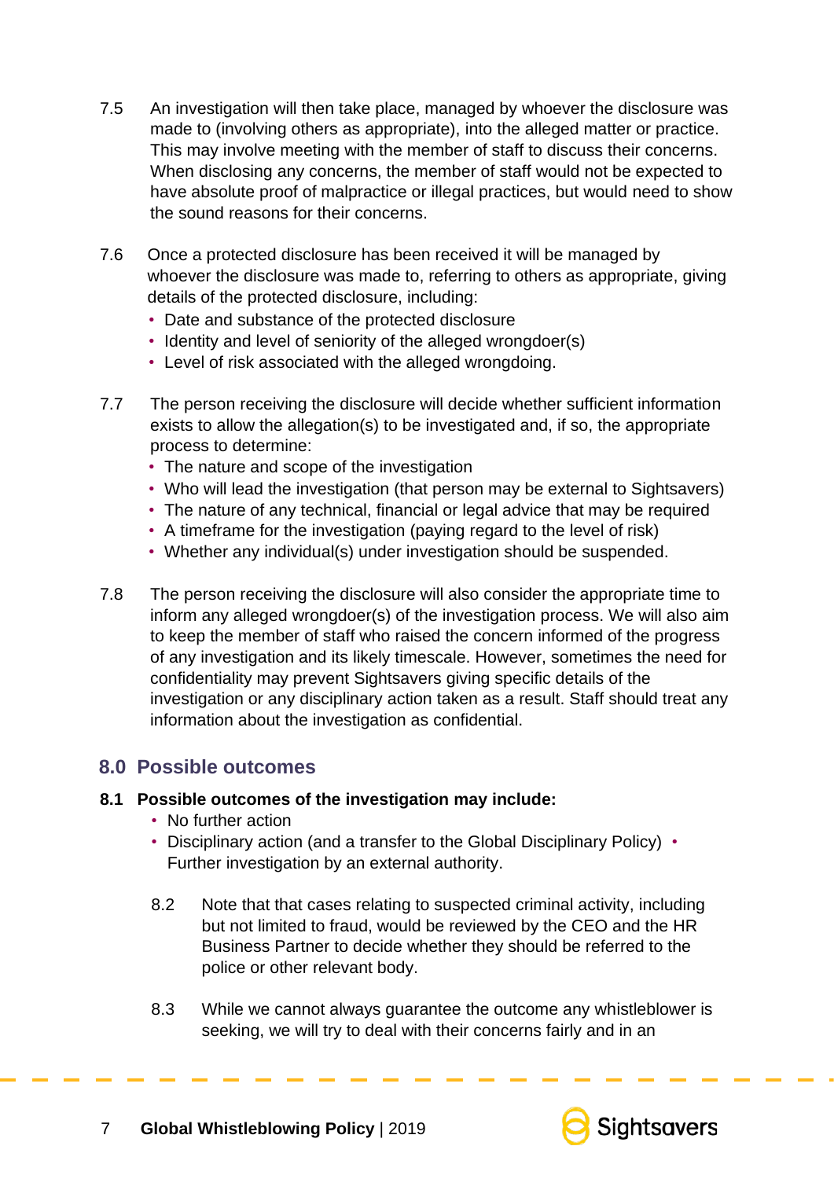7.5 An investigation will then take place, managed by whoever the disclosure was made to (involving others as appropriate), into the alleged matter or practice. This may involve meeting with the member of staff to discuss their concerns. When disclosing any concerns, the member of staff would not be expected to have absolute proof of malpractice or illegal practices, but would need to show the sound reasons for their concerns.

7.6 Once a protected disclosure has been received it will be managed by whoever the disclosure was made to, referring to others as appropriate, giving details of the protected disclosure, including:

- Date and substance of the protected disclosure
- Identity and level of seniority of the alleged wrongdoer(s)
- Level of risk associated with the alleged wrongdoing.

7.7 The person receiving the disclosure will decide whether sufficient information exists to allow the allegation(s) to be investigated and, if so, the appropriate process to determine:

- The nature and scope of the investigation
- Who will lead the investigation (that person may be external to Sightsavers)
- The nature of any technical, financial or legal advice that may be required
- A timeframe for the investigation (paying regard to the level of risk)
- Whether any individual(s) under investigation should be suspended.

7.8 The person receiving the disclosure will also consider the appropriate time to inform any alleged wrongdoer(s) of the investigation process. We will also aim to keep the member of staff who raised the concern informed of the progress of any investigation and its likely timescale. However, sometimes the need for confidentiality may prevent Sightsavers giving specific details of the investigation or any disciplinary action taken as a result. Staff should treat any information about the investigation as confidential.

## 8.0 Possible outcomes

**8.1 Possible outcomes of the investigation may include:**

- No further action
- Disciplinary action (and a transfer to the Global Disciplinary Policy)
- Further investigation by an external authority.

8.2 Note that that cases relating to suspected criminal activity, including but not limited to fraud, would be reviewed by the CEO and the HR Business Partner to decide whether they should be referred to the police or other relevant body.

8.3 While we cannot always guarantee the outcome any whistleblower is seeking, we will try to deal with their concerns fairly and in an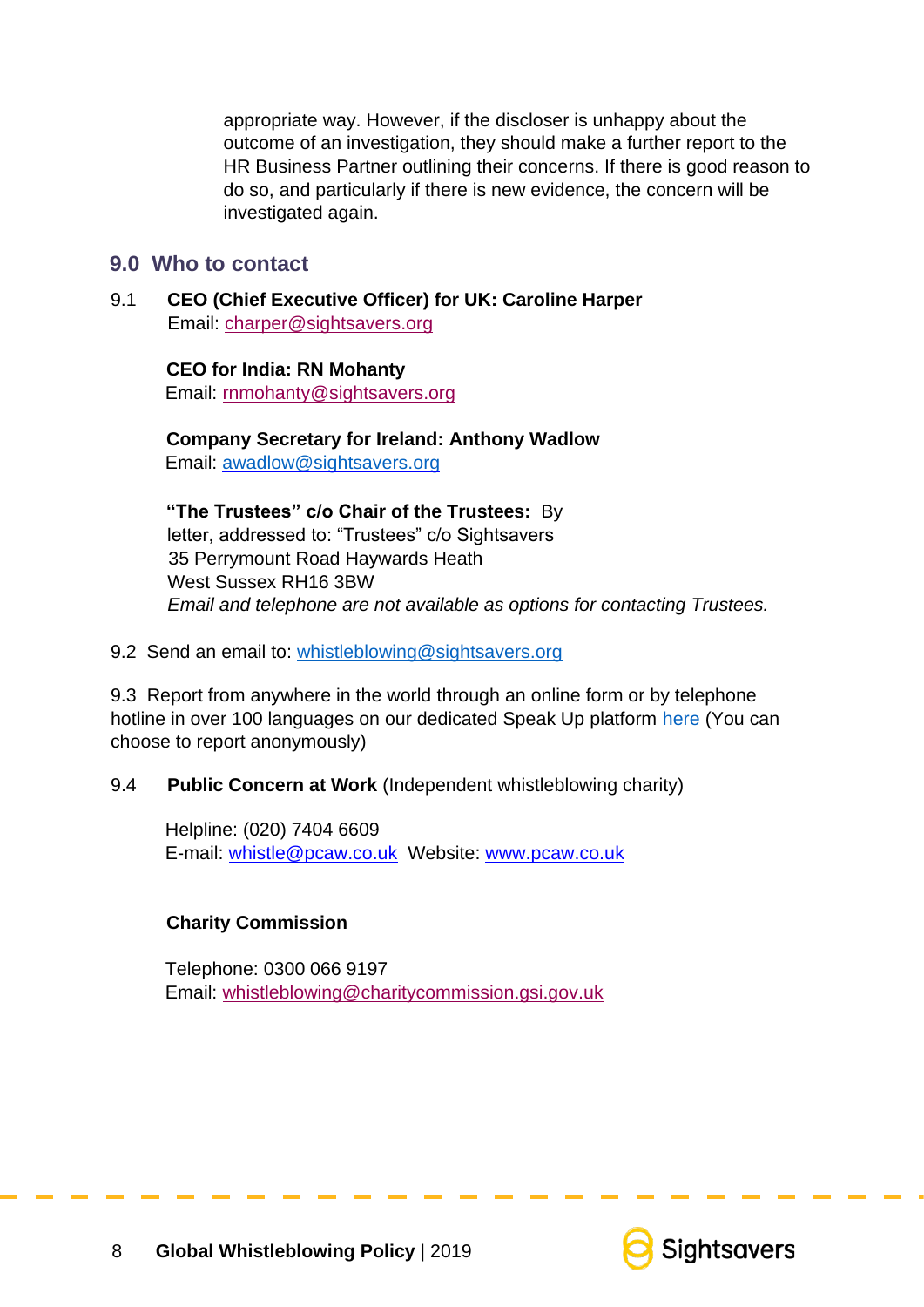appropriate way. However, if the discloser is unhappy about the outcome of an investigation, they should make a further report to the HR Business Partner outlining their concerns. If there is good reason to do so, and particularly if there is new evidence, the concern will be investigated again.

## 9.0 Who to contact

9.1 **CEO (Chief Executive Officer) for UK: Caroline Harper**
Email: charper@sightsavers.org

**CEO for India: RN Mohanty**
Email: rnmohanty@sightsavers.org

**Company Secretary for Ireland: Anthony Wadlow**
Email: awadlow@sightsavers.org

**"The Trustees" c/o Chair of the Trustees:** By letter, addressed to: "Trustees" c/o Sightsavers
35 Perrymount Road Haywards Heath
West Sussex RH16 3BW
*Email and telephone are not available as options for contacting Trustees.*

9.2 Send an email to: whistleblowing@sightsavers.org

9.3 Report from anywhere in the world through an online form or by telephone hotline in over 100 languages on our dedicated Speak Up platform here (You can choose to report anonymously)

9.4 **Public Concern at Work** (Independent whistleblowing charity)

Helpline: (020) 7404 6609
E-mail: whistle@pcaw.co.uk Website: www.pcaw.co.uk

**Charity Commission**

Telephone: 0300 066 9197
Email: whistleblowing@charitycommission.gsi.gov.uk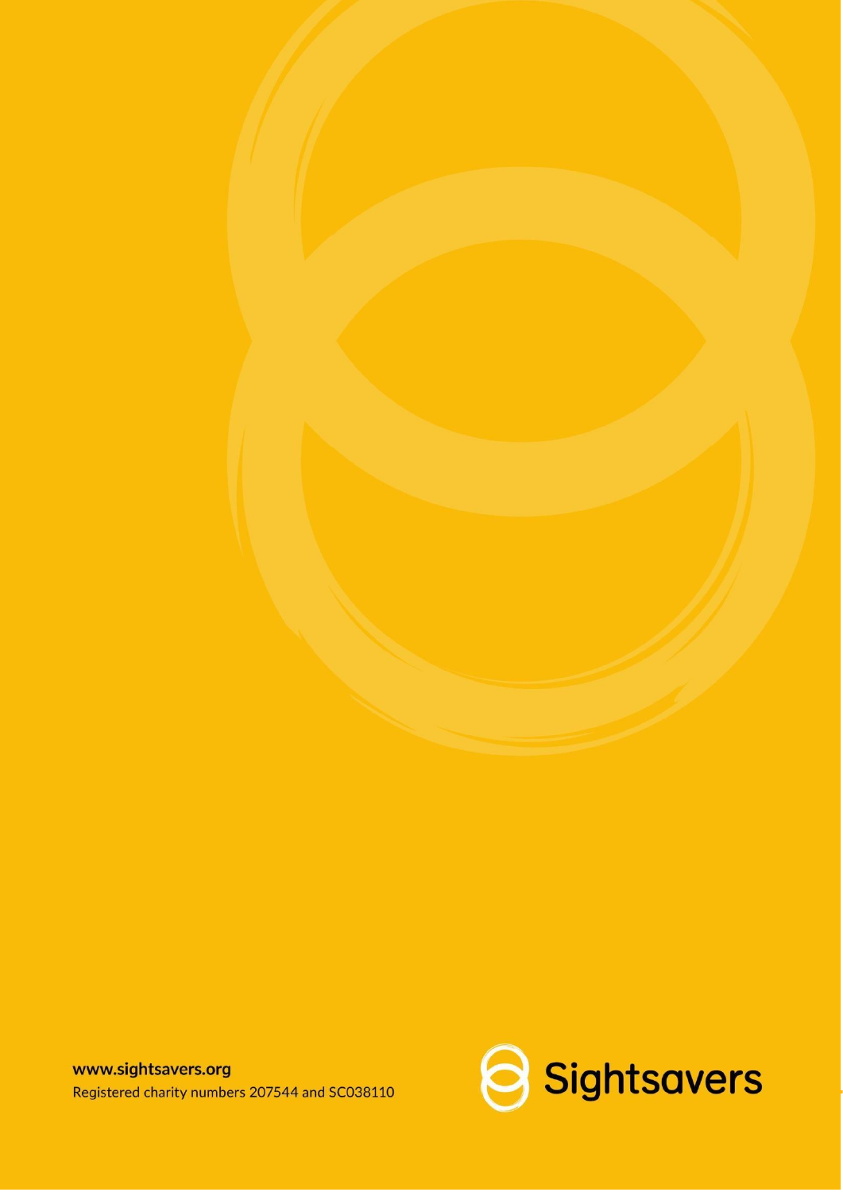**www.sightsavers.org**

Registered charity numbers 207544 and SC038110

Sightsavers